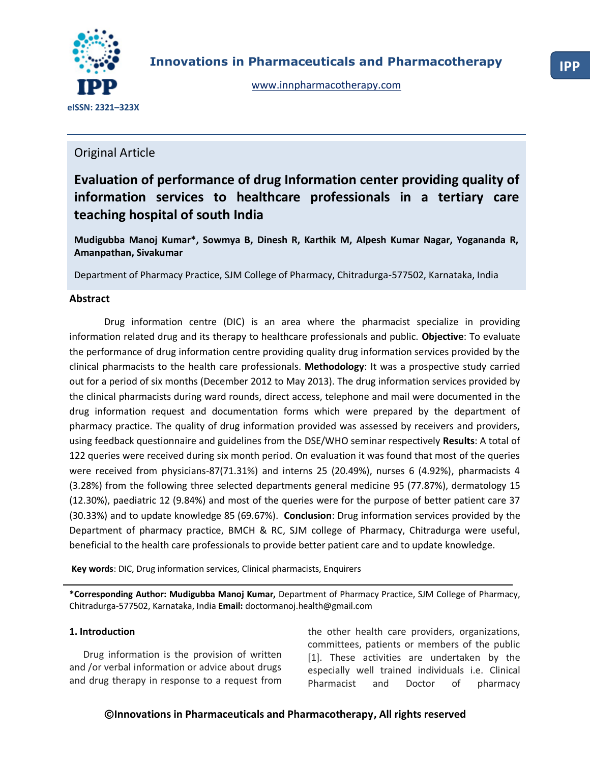Original Article

# Evaluation of performance of drug Information center providing quality of information services to healthcare professionals in a tertiary care teaching hospital of south India

**Mudigubba Manoj Kumar*, Sowmya B, Dinesh R, Karthik M, Alpesh Kumar Nagar, Yogananda R, Amanpathan, Sivakumar**

Department of Pharmacy Practice, SJM College of Pharmacy, Chitradurga-577502, Karnataka, India

## Abstract

Drug information centre (DIC) is an area where the pharmacist specialize in providing information related drug and its therapy to healthcare professionals and public. **Objective**: To evaluate the performance of drug information centre providing quality drug information services provided by the clinical pharmacists to the health care professionals. **Methodology**: It was a prospective study carried out for a period of six months (December 2012 to May 2013). The drug information services provided by the clinical pharmacists during ward rounds, direct access, telephone and mail were documented in the drug information request and documentation forms which were prepared by the department of pharmacy practice. The quality of drug information provided was assessed by receivers and providers, using feedback questionnaire and guidelines from the DSE/WHO seminar respectively **Results**: A total of 122 queries were received during six month period. On evaluation it was found that most of the queries were received from physicians-87(71.31%) and interns 25 (20.49%), nurses 6 (4.92%), pharmacists 4 (3.28%) from the following three selected departments general medicine 95 (77.87%), dermatology 15 (12.30%), paediatric 12 (9.84%) and most of the queries were for the purpose of better patient care 37 (30.33%) and to update knowledge 85 (69.67%). **Conclusion**: Drug information services provided by the Department of pharmacy practice, BMCH & RC, SJM college of Pharmacy, Chitradurga were useful, beneficial to the health care professionals to provide better patient care and to update knowledge.

**Key words**: DIC, Drug information services, Clinical pharmacists, Enquirers

**\*Corresponding Author: Mudigubba Manoj Kumar,** Department of Pharmacy Practice, SJM College of Pharmacy, Chitradurga-577502, Karnataka, India **Email:** doctormanoj.health@gmail.com

## 1. Introduction

Drug information is the provision of written and /or verbal information or advice about drugs and drug therapy in response to a request from the other health care providers, organizations, committees, patients or members of the public [1]. These activities are undertaken by the especially well trained individuals i.e. Clinical Pharmacist and Doctor of pharmacy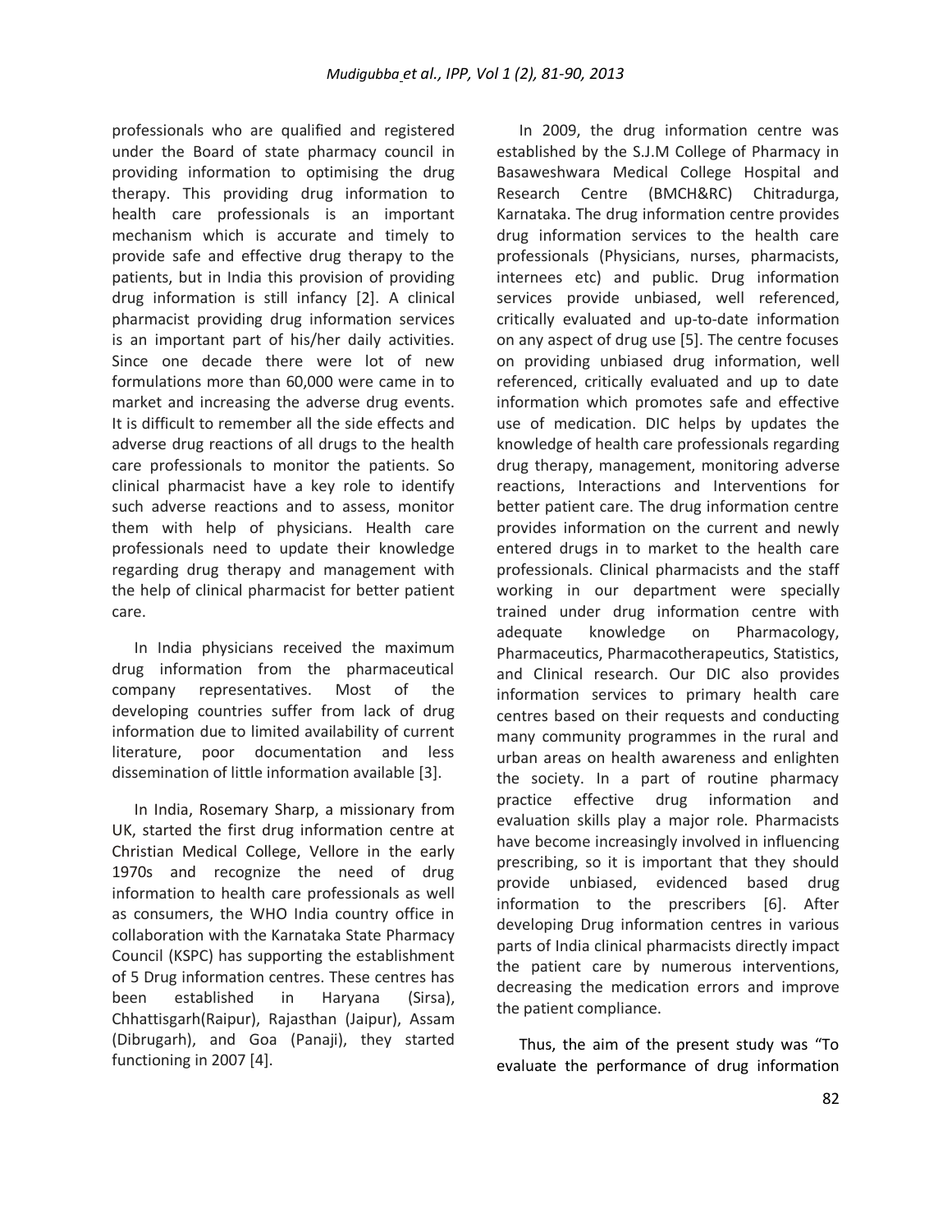professionals who are qualified and registered under the Board of state pharmacy council in providing information to optimising the drug therapy. This providing drug information to health care professionals is an important mechanism which is accurate and timely to provide safe and effective drug therapy to the patients, but in India this provision of providing drug information is still infancy [2]. A clinical pharmacist providing drug information services is an important part of his/her daily activities. Since one decade there were lot of new formulations more than 60,000 were came in to market and increasing the adverse drug events. It is difficult to remember all the side effects and adverse drug reactions of all drugs to the health care professionals to monitor the patients. So clinical pharmacist have a key role to identify such adverse reactions and to assess, monitor them with help of physicians. Health care professionals need to update their knowledge regarding drug therapy and management with the help of clinical pharmacist for better patient care.

In India physicians received the maximum drug information from the pharmaceutical company representatives. Most of the developing countries suffer from lack of drug information due to limited availability of current literature, poor documentation and less dissemination of little information available [3].

In India, Rosemary Sharp, a missionary from UK, started the first drug information centre at Christian Medical College, Vellore in the early 1970s and recognize the need of drug information to health care professionals as well as consumers, the WHO India country office in collaboration with the Karnataka State Pharmacy Council (KSPC) has supporting the establishment of 5 Drug information centres. These centres has been established in Haryana (Sirsa), Chhattisgarh(Raipur), Rajasthan (Jaipur), Assam (Dibrugarh), and Goa (Panaji), they started functioning in 2007 [4].

In 2009, the drug information centre was established by the S.J.M College of Pharmacy in Basaweshwara Medical College Hospital and Research Centre (BMCH&RC) Chitradurga, Karnataka. The drug information centre provides drug information services to the health care professionals (Physicians, nurses, pharmacists, internees etc) and public. Drug information services provide unbiased, well referenced, critically evaluated and up-to-date information on any aspect of drug use [5]. The centre focuses on providing unbiased drug information, well referenced, critically evaluated and up to date information which promotes safe and effective use of medication. DIC helps by updates the knowledge of health care professionals regarding drug therapy, management, monitoring adverse reactions, Interactions and Interventions for better patient care. The drug information centre provides information on the current and newly entered drugs in to market to the health care professionals. Clinical pharmacists and the staff working in our department were specially trained under drug information centre with adequate knowledge on Pharmacology, Pharmaceutics, Pharmacotherapeutics, Statistics, and Clinical research. Our DIC also provides information services to primary health care centres based on their requests and conducting many community programmes in the rural and urban areas on health awareness and enlighten the society. In a part of routine pharmacy practice effective drug information and evaluation skills play a major role. Pharmacists have become increasingly involved in influencing prescribing, so it is important that they should provide unbiased, evidenced based drug information to the prescribers [6]. After developing Drug information centres in various parts of India clinical pharmacists directly impact the patient care by numerous interventions, decreasing the medication errors and improve the patient compliance.

Thus, the aim of the present study was "To evaluate the performance of drug information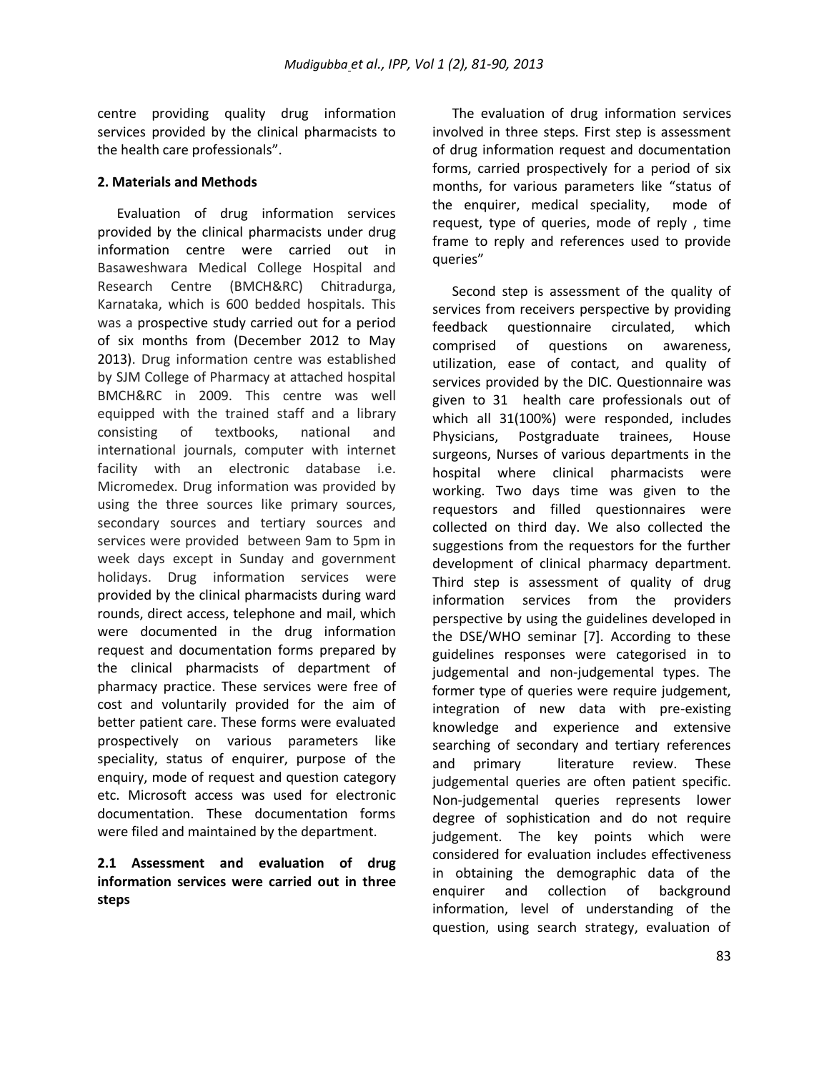centre providing quality drug information services provided by the clinical pharmacists to the health care professionals".

## 2. Materials and Methods

Evaluation of drug information services provided by the clinical pharmacists under drug information centre were carried out in Basaweshwara Medical College Hospital and Research Centre (BMCH&RC) Chitradurga, Karnataka, which is 600 bedded hospitals. This was a prospective study carried out for a period of six months from (December 2012 to May 2013). Drug information centre was established by SJM College of Pharmacy at attached hospital BMCH&RC in 2009. This centre was well equipped with the trained staff and a library consisting of textbooks, national and international journals, computer with internet facility with an electronic database i.e. Micromedex. Drug information was provided by using the three sources like primary sources, secondary sources and tertiary sources and services were provided between 9am to 5pm in week days except in Sunday and government holidays. Drug information services were provided by the clinical pharmacists during ward rounds, direct access, telephone and mail, which were documented in the drug information request and documentation forms prepared by the clinical pharmacists of department of pharmacy practice. These services were free of cost and voluntarily provided for the aim of better patient care. These forms were evaluated prospectively on various parameters like speciality, status of enquirer, purpose of the enquiry, mode of request and question category etc. Microsoft access was used for electronic documentation. These documentation forms were filed and maintained by the department.

### 2.1 Assessment and evaluation of drug information services were carried out in three steps

The evaluation of drug information services involved in three steps. First step is assessment of drug information request and documentation forms, carried prospectively for a period of six months, for various parameters like "status of the enquirer, medical speciality, mode of request, type of queries, mode of reply , time frame to reply and references used to provide queries"

Second step is assessment of the quality of services from receivers perspective by providing feedback questionnaire circulated, which comprised of questions on awareness, utilization, ease of contact, and quality of services provided by the DIC. Questionnaire was given to 31 health care professionals out of which all 31(100%) were responded, includes Physicians, Postgraduate trainees, House surgeons, Nurses of various departments in the hospital where clinical pharmacists were working. Two days time was given to the requestors and filled questionnaires were collected on third day. We also collected the suggestions from the requestors for the further development of clinical pharmacy department. Third step is assessment of quality of drug information services from the providers perspective by using the guidelines developed in the DSE/WHO seminar [7]. According to these guidelines responses were categorised in to judgemental and non-judgemental types. The former type of queries were require judgement, integration of new data with pre-existing knowledge and experience and extensive searching of secondary and tertiary references and primary literature review. These judgemental queries are often patient specific. Non-judgemental queries represents lower degree of sophistication and do not require judgement. The key points which were considered for evaluation includes effectiveness in obtaining the demographic data of the enquirer and collection of background information, level of understanding of the question, using search strategy, evaluation of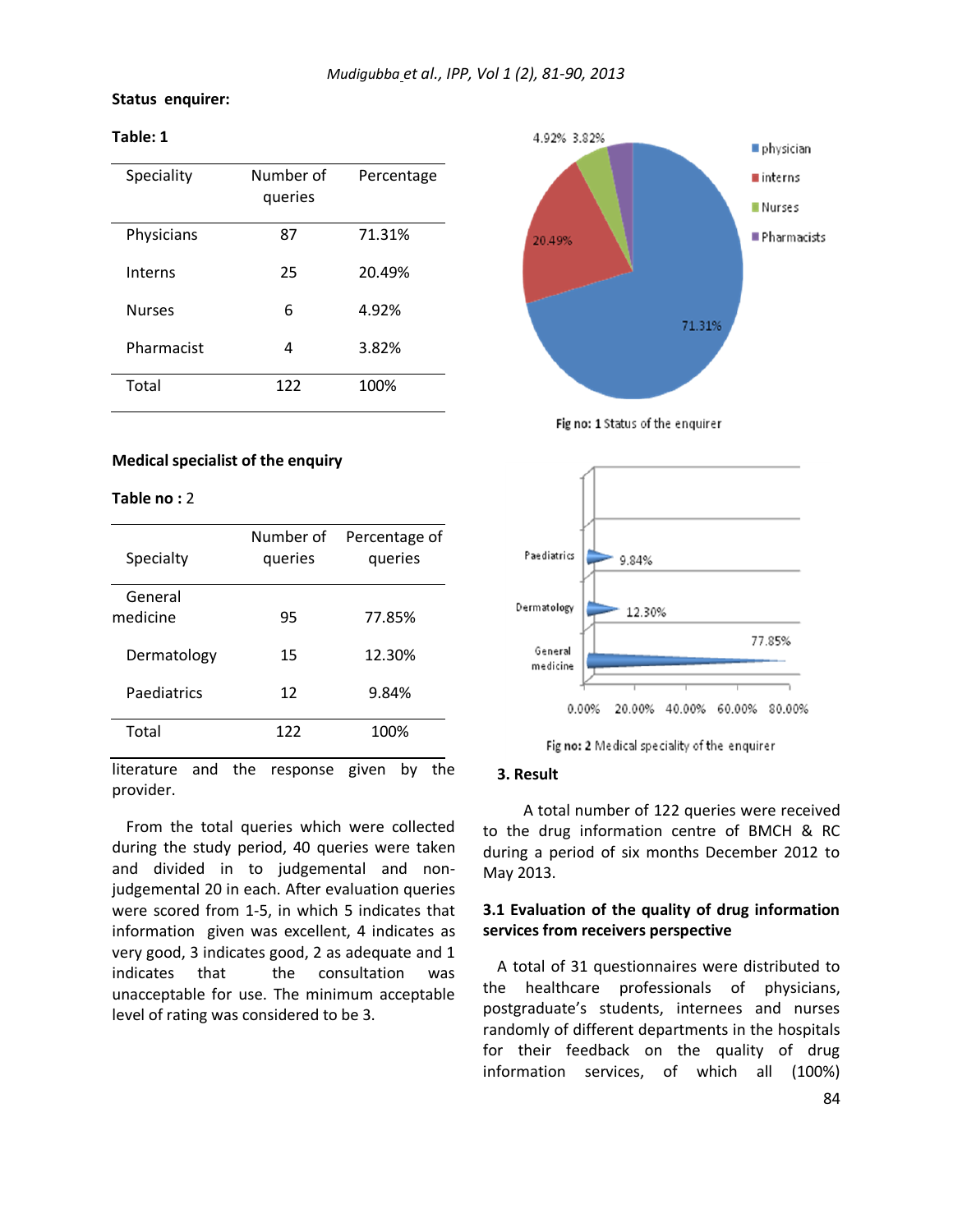**Status enquirer:**

**Table: 1**

| Speciality | Number of queries | Percentage |
|---|---|---|
| Physicians | 87 | 71.31% |
| Interns | 25 | 20.49% |
| Nurses | 6 | 4.92% |
| Pharmacist | 4 | 3.82% |
| Total | 122 | 100% |

**Medical specialist of the enquiry**

**Table no :** 2

| Specialty | Number of queries | Percentage of queries |
|---|---|---|
| General medicine | 95 | 77.85% |
| Dermatology | 15 | 12.30% |
| Paediatrics | 12 | 9.84% |
| Total | 122 | 100% |

literature and the response given by the provider.

From the total queries which were collected during the study period, 40 queries were taken and divided in to judgemental and non-judgemental 20 in each. After evaluation queries were scored from 1-5, in which 5 indicates that information given was excellent, 4 indicates as very good, 3 indicates good, 2 as adequate and 1 indicates that the consultation was unacceptable for use. The minimum acceptable level of rating was considered to be 3.

**Fig no: 1** Status of the enquirer

**Fig no: 2** Medical speciality of the enquirer

## 3. Result

A total number of 122 queries were received to the drug information centre of BMCH & RC during a period of six months December 2012 to May 2013.

### 3.1 Evaluation of the quality of drug information services from receivers perspective

A total of 31 questionnaires were distributed to the healthcare professionals of physicians, postgraduate's students, internees and nurses randomly of different departments in the hospitals for their feedback on the quality of drug information services, of which all (100%)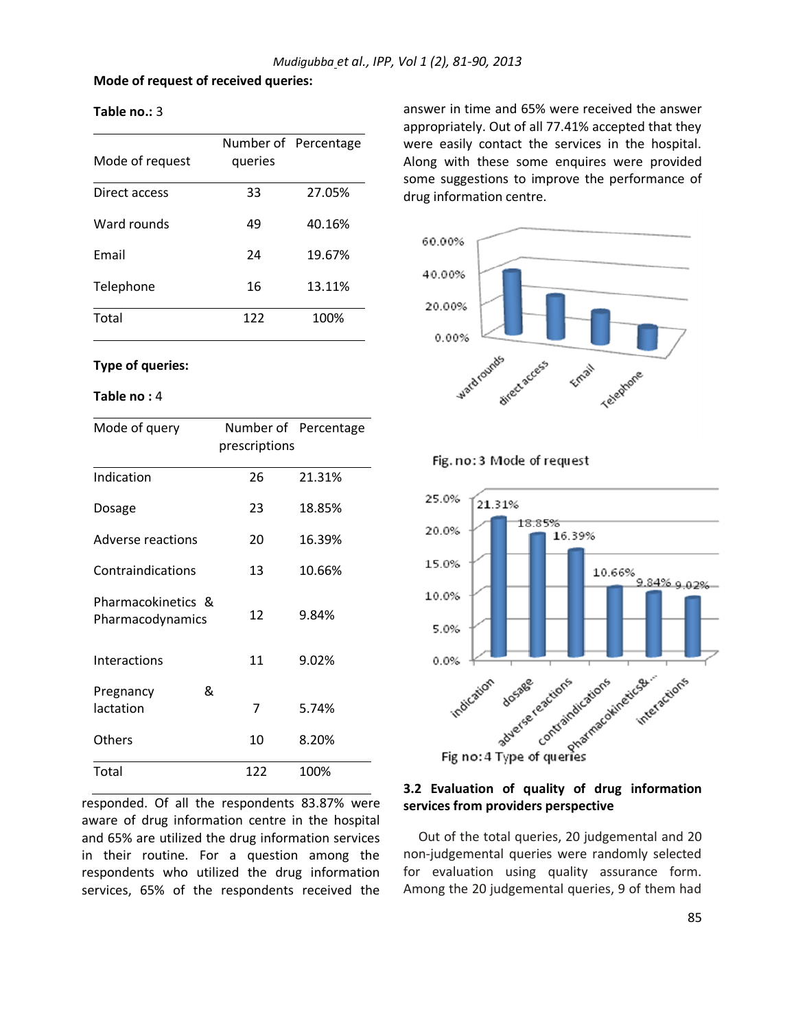**Mode of request of received queries:**

**Table no.:** 3

| Mode of request | Number of queries | Percentage |
|---|---|---|
| Direct access | 33 | 27.05% |
| Ward rounds | 49 | 40.16% |
| Email | 24 | 19.67% |
| Telephone | 16 | 13.11% |
| Total | 122 | 100% |

**Type of queries:**

**Table no :** 4

| Mode of query | Number of prescriptions | Percentage |
|---|---|---|
| Indication | 26 | 21.31% |
| Dosage | 23 | 18.85% |
| Adverse reactions | 20 | 16.39% |
| Contraindications | 13 | 10.66% |
| Pharmacokinetics & Pharmacodynamics | 12 | 9.84% |
| Interactions | 11 | 9.02% |
| Pregnancy & lactation | 7 | 5.74% |
| Others | 10 | 8.20% |
| Total | 122 | 100% |

responded. Of all the respondents 83.87% were aware of drug information centre in the hospital and 65% are utilized the drug information services in their routine. For a question among the respondents who utilized the drug information services, 65% of the respondents received the answer in time and 65% were received the answer appropriately. Out of all 77.41% accepted that they were easily contact the services in the hospital. Along with these some enquires were provided some suggestions to improve the performance of drug information centre.

Fig. no: 3 Mode of request

Fig no: 4 Type of queries

### 3.2 Evaluation of quality of drug information services from providers perspective

Out of the total queries, 20 judgemental and 20 non-judgemental queries were randomly selected for evaluation using quality assurance form. Among the 20 judgemental queries, 9 of them had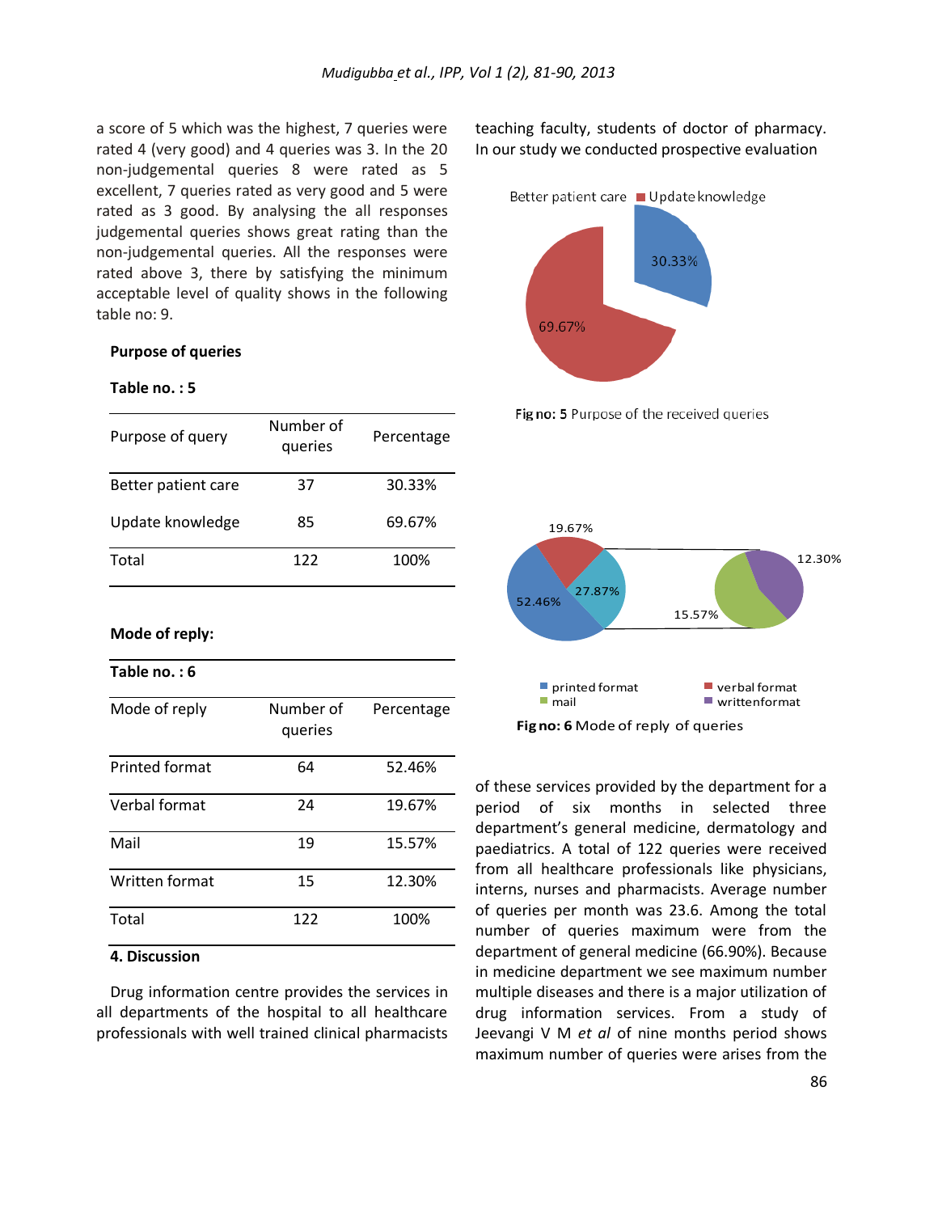a score of 5 which was the highest, 7 queries were rated 4 (very good) and 4 queries was 3. In the 20 non-judgemental queries 8 were rated as 5 excellent, 7 queries rated as very good and 5 were rated as 3 good. By analysing the all responses judgemental queries shows great rating than the non-judgemental queries. All the responses were rated above 3, there by satisfying the minimum acceptable level of quality shows in the following table no: 9.

**Purpose of queries**

**Table no. : 5**

| Purpose of query | Number of queries | Percentage |
|---|---|---|
| Better patient care | 37 | 30.33% |
| Update knowledge | 85 | 69.67% |
| Total | 122 | 100% |

**Mode of reply:**

**Table no. : 6**

| Mode of reply | Number of queries | Percentage |
|---|---|---|
| Printed format | 64 | 52.46% |
| Verbal format | 24 | 19.67% |
| Mail | 19 | 15.57% |
| Written format | 15 | 12.30% |
| Total | 122 | 100% |

**Fig no: 5** Purpose of the received queries

**Fig no: 6** Mode of reply of queries

## 4. Discussion

Drug information centre provides the services in all departments of the hospital to all healthcare professionals with well trained clinical pharmacists teaching faculty, students of doctor of pharmacy. In our study we conducted prospective evaluation of these services provided by the department for a period of six months in selected three department's general medicine, dermatology and paediatrics. A total of 122 queries were received from all healthcare professionals like physicians, interns, nurses and pharmacists. Average number of queries per month was 23.6. Among the total number of queries maximum were from the department of general medicine (66.90%). Because in medicine department we see maximum number multiple diseases and there is a major utilization of drug information services. From a study of Jeevangi V M *et al* of nine months period shows maximum number of queries were arises from the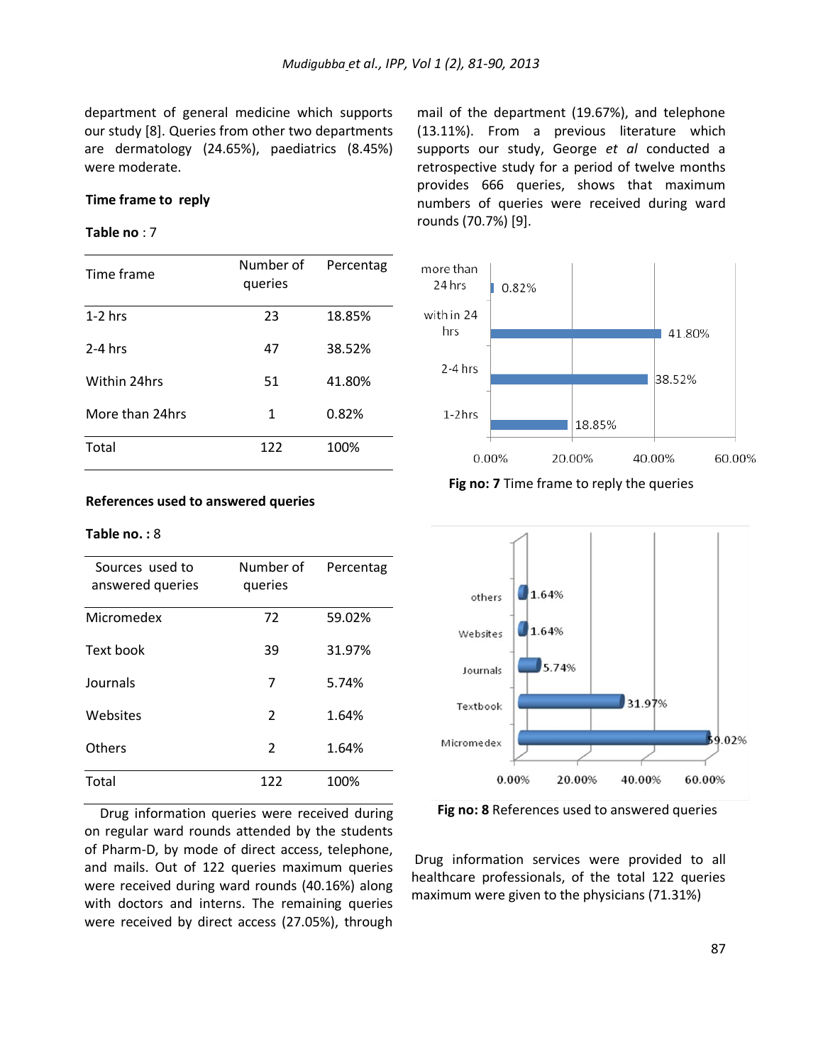department of general medicine which supports our study [8]. Queries from other two departments are dermatology (24.65%), paediatrics (8.45%) were moderate.

**Time frame to reply**

**Table no** : 7

| Time frame | Number of queries | Percentag |
|---|---|---|
| 1-2 hrs | 23 | 18.85% |
| 2-4 hrs | 47 | 38.52% |
| Within 24hrs | 51 | 41.80% |
| More than 24hrs | 1 | 0.82% |
| Total | 122 | 100% |

**References used to answered queries**

**Table no. :** 8

| Sources used to answered queries | Number of queries | Percentag |
|---|---|---|
| Micromedex | 72 | 59.02% |
| Text book | 39 | 31.97% |
| Journals | 7 | 5.74% |
| Websites | 2 | 1.64% |
| Others | 2 | 1.64% |
| Total | 122 | 100% |

Drug information queries were received during on regular ward rounds attended by the students of Pharm-D, by mode of direct access, telephone, and mails. Out of 122 queries maximum queries were received during ward rounds (40.16%) along with doctors and interns. The remaining queries were received by direct access (27.05%), through mail of the department (19.67%), and telephone (13.11%). From a previous literature which supports our study, George *et al* conducted a retrospective study for a period of twelve months provides 666 queries, shows that maximum numbers of queries were received during ward rounds (70.7%) [9].

**Fig no: 7** Time frame to reply the queries

**Fig no: 8** References used to answered queries

Drug information services were provided to all healthcare professionals, of the total 122 queries maximum were given to the physicians (71.31%)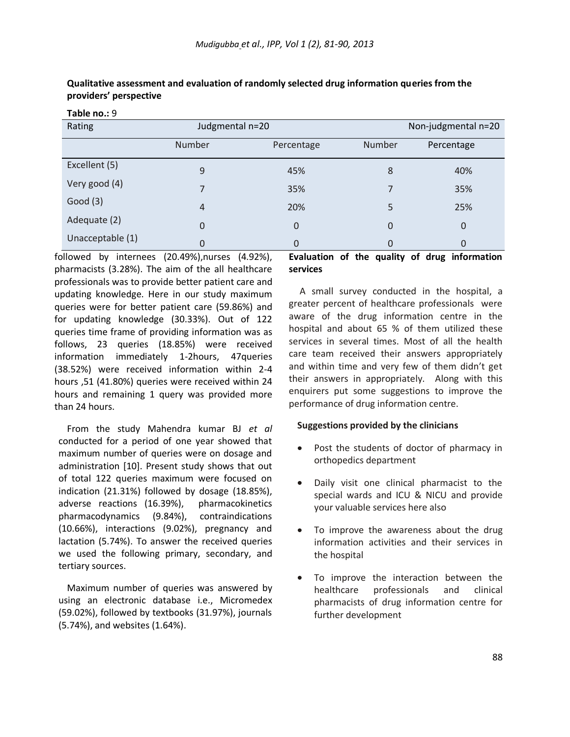**Qualitative assessment and evaluation of randomly selected drug information queries from the providers' perspective**

**Table no.:** 9

| Rating | Judgmental n=20 | | Non-judgmental n=20 | |
|---|---|---|---|---|
| | Number | Percentage | Number | Percentage |
| Excellent (5) | 9 | 45% | 8 | 40% |
| Very good (4) | 7 | 35% | 7 | 35% |
| Good (3) | 4 | 20% | 5 | 25% |
| Adequate (2) | 0 | 0 | 0 | 0 |
| Unacceptable (1) | 0 | 0 | 0 | 0 |

followed by internees (20.49%),nurses (4.92%), pharmacists (3.28%). The aim of the all healthcare professionals was to provide better patient care and updating knowledge. Here in our study maximum queries were for better patient care (59.86%) and for updating knowledge (30.33%). Out of 122 queries time frame of providing information was as follows, 23 queries (18.85%) were received information immediately 1-2hours, 47queries (38.52%) were received information within 2-4 hours ,51 (41.80%) queries were received within 24 hours and remaining 1 query was provided more than 24 hours.

From the study Mahendra kumar BJ *et al* conducted for a period of one year showed that maximum number of queries were on dosage and administration [10]. Present study shows that out of total 122 queries maximum were focused on indication (21.31%) followed by dosage (18.85%), adverse reactions (16.39%), pharmacokinetics pharmacodynamics (9.84%), contraindications (10.66%), interactions (9.02%), pregnancy and lactation (5.74%). To answer the received queries we used the following primary, secondary, and tertiary sources.

Maximum number of queries was answered by using an electronic database i.e., Micromedex (59.02%), followed by textbooks (31.97%), journals (5.74%), and websites (1.64%).

**Evaluation of the quality of drug information services**

A small survey conducted in the hospital, a greater percent of healthcare professionals were aware of the drug information centre in the hospital and about 65 % of them utilized these services in several times. Most of all the health care team received their answers appropriately and within time and very few of them didn't get their answers in appropriately. Along with this enquirers put some suggestions to improve the performance of drug information centre.

**Suggestions provided by the clinicians**

- Post the students of doctor of pharmacy in orthopedics department
- Daily visit one clinical pharmacist to the special wards and ICU & NICU and provide your valuable services here also
- To improve the awareness about the drug information activities and their services in the hospital
- To improve the interaction between the healthcare professionals and clinical pharmacists of drug information centre for further development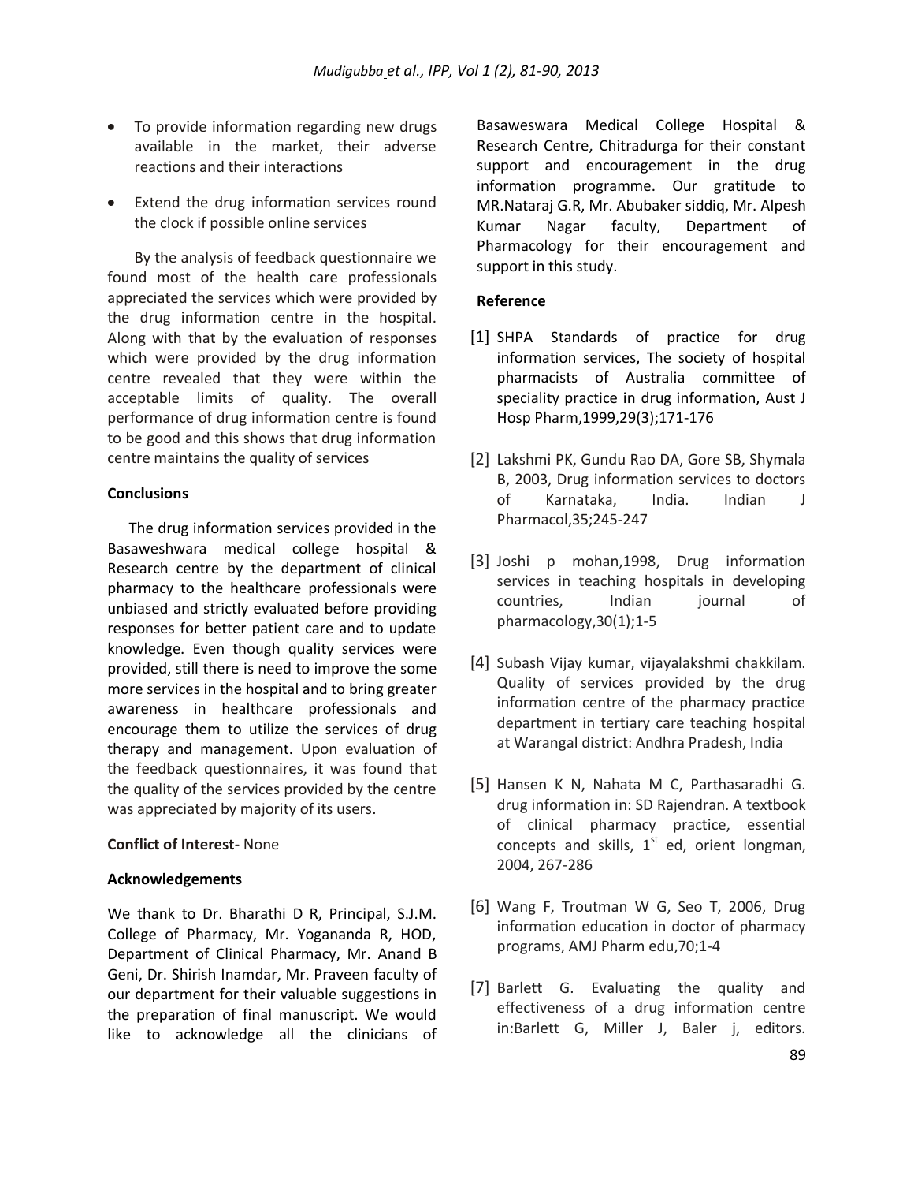- To provide information regarding new drugs available in the market, their adverse reactions and their interactions
- Extend the drug information services round the clock if possible online services

By the analysis of feedback questionnaire we found most of the health care professionals appreciated the services which were provided by the drug information centre in the hospital. Along with that by the evaluation of responses which were provided by the drug information centre revealed that they were within the acceptable limits of quality. The overall performance of drug information centre is found to be good and this shows that drug information centre maintains the quality of services

**Conclusions**

The drug information services provided in the Basaweshwara medical college hospital & Research centre by the department of clinical pharmacy to the healthcare professionals were unbiased and strictly evaluated before providing responses for better patient care and to update knowledge. Even though quality services were provided, still there is need to improve the some more services in the hospital and to bring greater awareness in healthcare professionals and encourage them to utilize the services of drug therapy and management. Upon evaluation of the feedback questionnaires, it was found that the quality of the services provided by the centre was appreciated by majority of its users.

**Conflict of Interest-** None

**Acknowledgements**

We thank to Dr. Bharathi D R, Principal, S.J.M. College of Pharmacy, Mr. Yogananda R, HOD, Department of Clinical Pharmacy, Mr. Anand B Geni, Dr. Shirish Inamdar, Mr. Praveen faculty of our department for their valuable suggestions in the preparation of final manuscript. We would like to acknowledge all the clinicians of Basaweswara Medical College Hospital & Research Centre, Chitradurga for their constant support and encouragement in the drug information programme. Our gratitude to MR.Nataraj G.R, Mr. Abubaker siddiq, Mr. Alpesh Kumar Nagar faculty, Department of Pharmacology for their encouragement and support in this study.

**Reference**

[1] SHPA Standards of practice for drug information services, The society of hospital pharmacists of Australia committee of speciality practice in drug information, Aust J Hosp Pharm,1999,29(3);171-176

[2] Lakshmi PK, Gundu Rao DA, Gore SB, Shymala B, 2003, Drug information services to doctors of Karnataka, India. Indian J Pharmacol,35;245-247

[3] Joshi p mohan,1998, Drug information services in teaching hospitals in developing countries, Indian journal of pharmacology,30(1);1-5

[4] Subash Vijay kumar, vijayalakshmi chakkilam. Quality of services provided by the drug information centre of the pharmacy practice department in tertiary care teaching hospital at Warangal district: Andhra Pradesh, India

[5] Hansen K N, Nahata M C, Parthasaradhi G. drug information in: SD Rajendran. A textbook of clinical pharmacy practice, essential concepts and skills, 1st ed, orient longman, 2004, 267-286

[6] Wang F, Troutman W G, Seo T, 2006, Drug information education in doctor of pharmacy programs, AMJ Pharm edu,70;1-4

[7] Barlett G. Evaluating the quality and effectiveness of a drug information centre in:Barlett G, Miller J, Baler j, editors.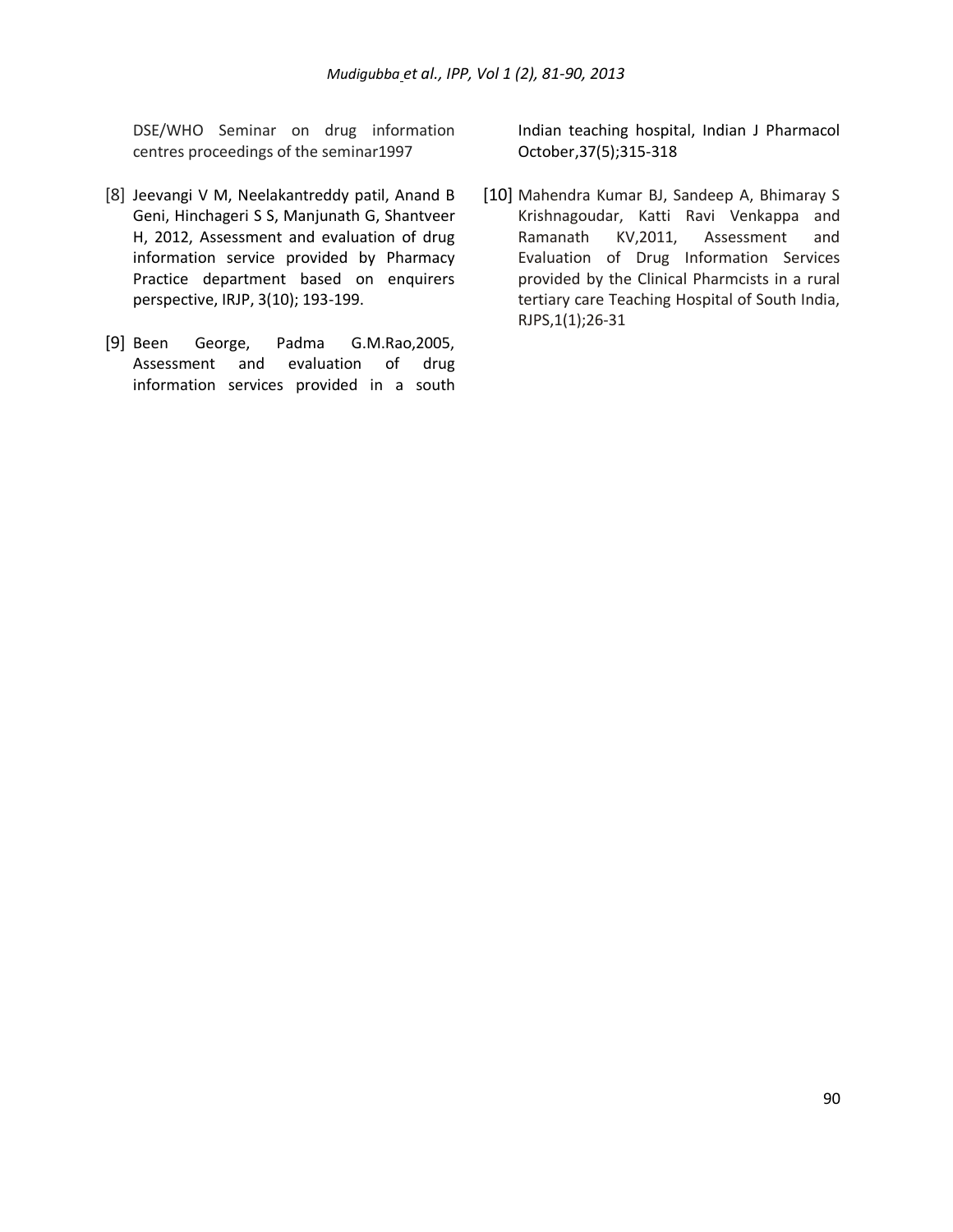DSE/WHO Seminar on drug information centres proceedings of the seminar1997

[8] Jeevangi V M, Neelakantreddy patil, Anand B Geni, Hinchageri S S, Manjunath G, Shantveer H, 2012, Assessment and evaluation of drug information service provided by Pharmacy Practice department based on enquirers perspective, IRJP, 3(10); 193-199.

[9] Been George, Padma G.M.Rao,2005, Assessment and evaluation of drug information services provided in a south Indian teaching hospital, Indian J Pharmacol October,37(5);315-318

[10] Mahendra Kumar BJ, Sandeep A, Bhimaray S Krishnagoudar, Katti Ravi Venkappa and Ramanath KV,2011, Assessment and Evaluation of Drug Information Services provided by the Clinical Pharmcists in a rural tertiary care Teaching Hospital of South India, RJPS,1(1);26-31